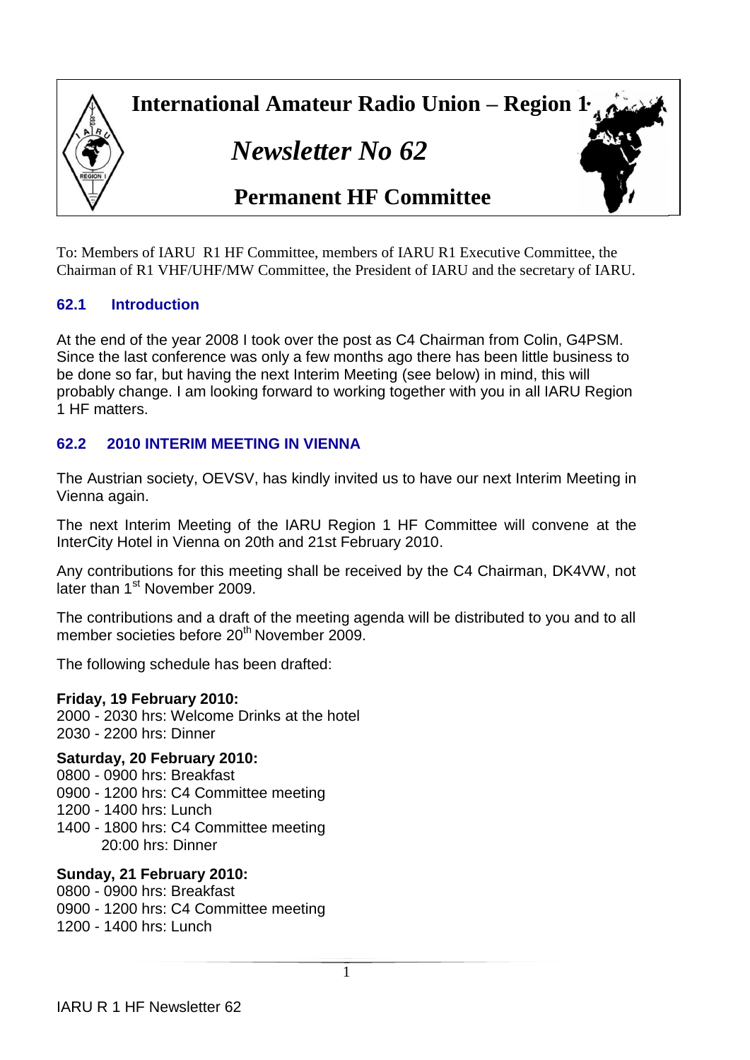# International Amateur Radio Union – Region 1

# *Newsletter No 62*

# Permanent HF Committee

To: Members of IARU R1 HF Committee, members of IARU R1 Executive Committee, the Chairman of R1 VHF/UHF/MW Committee, the President of IARU and the secretary of IARU.

## 62.1 Introduction

At the end of the year 2008 I took over the post as C4 Chairman from Colin, G4PSM. Since the last conference was only a few months ago there has been little business to be done so far, but having the next Interim Meeting (see below) in mind, this will probably change. I am looking forward to working together with you in all IARU Region 1 HF matters.

## 62.2 2010 INTERIM MEETING IN VIENNA

The Austrian society, OEVSV, has kindly invited us to have our next Interim Meeting in Vienna again.

The next Interim Meeting of the IARU Region 1 HF Committee will convene at the InterCity Hotel in Vienna on 20th and 21st February 2010.

Any contributions for this meeting shall be received by the C4 Chairman, DK4VW, not later than 1st November 2009.

The contributions and a draft of the meeting agenda will be distributed to you and to all member societies before 20th November 2009.

The following schedule has been drafted:

**Friday, 19 February 2010:**
2000 - 2030 hrs: Welcome Drinks at the hotel
2030 - 2200 hrs: Dinner

**Saturday, 20 February 2010:**
0800 - 0900 hrs: Breakfast
0900 - 1200 hrs: C4 Committee meeting
1200 - 1400 hrs: Lunch
1400 - 1800 hrs: C4 Committee meeting
20:00 hrs: Dinner

**Sunday, 21 February 2010:**
0800 - 0900 hrs: Breakfast
0900 - 1200 hrs: C4 Committee meeting
1200 - 1400 hrs: Lunch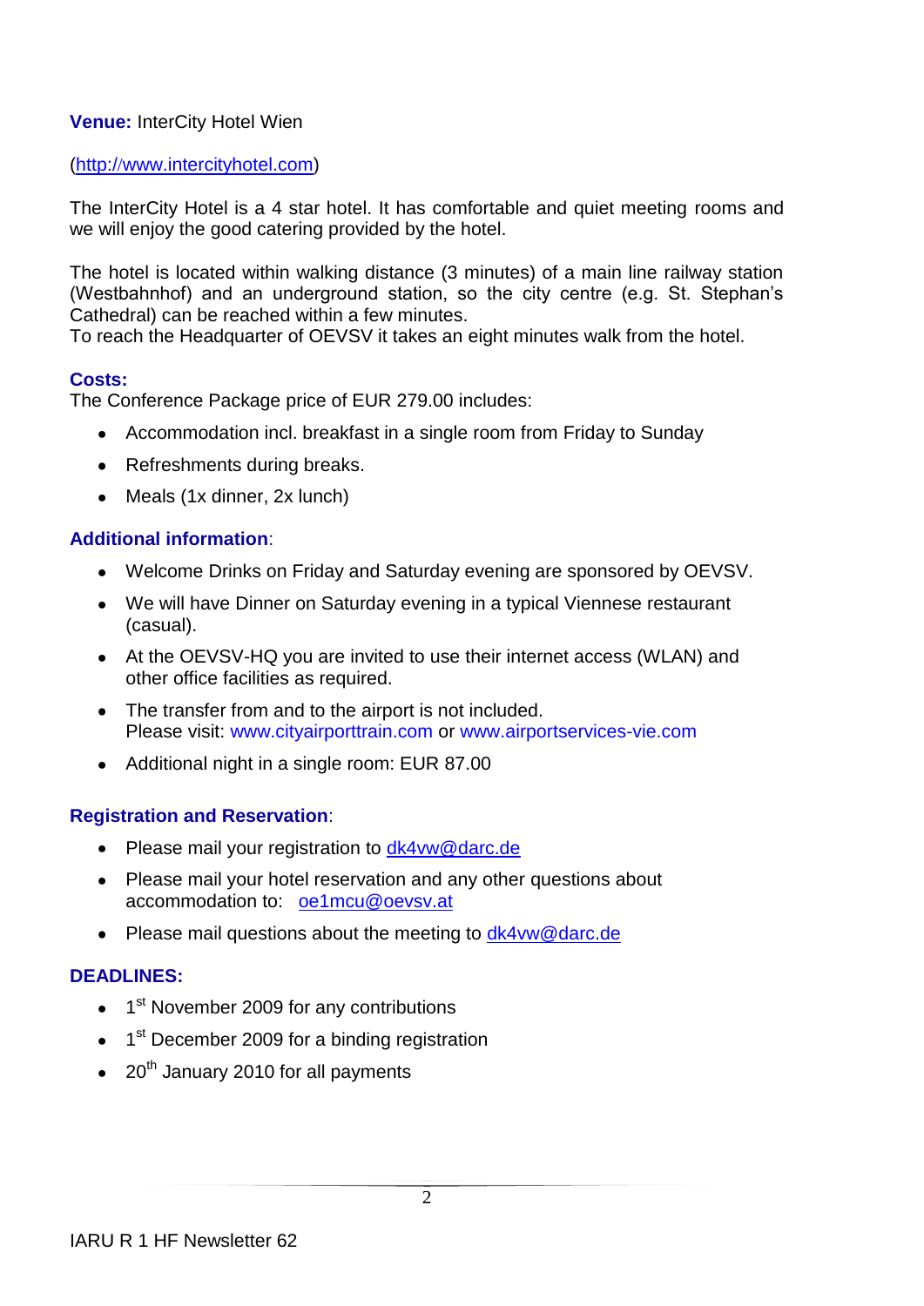**Venue:** InterCity Hotel Wien

(http://www.intercityhotel.com)

The InterCity Hotel is a 4 star hotel. It has comfortable and quiet meeting rooms and we will enjoy the good catering provided by the hotel.

The hotel is located within walking distance (3 minutes) of a main line railway station (Westbahnhof) and an underground station, so the city centre (e.g. St. Stephan's Cathedral) can be reached within a few minutes.
To reach the Headquarter of OEVSV it takes an eight minutes walk from the hotel.

**Costs:**
The Conference Package price of EUR 279.00 includes:

- Accommodation incl. breakfast in a single room from Friday to Sunday
- Refreshments during breaks.
- Meals (1x dinner, 2x lunch)

**Additional information**:

- Welcome Drinks on Friday and Saturday evening are sponsored by OEVSV.
- We will have Dinner on Saturday evening in a typical Viennese restaurant (casual).
- At the OEVSV-HQ you are invited to use their internet access (WLAN) and other office facilities as required.
- The transfer from and to the airport is not included.
  Please visit: www.cityairporttrain.com or www.airportservices-vie.com
- Additional night in a single room: EUR 87.00

**Registration and Reservation**:

- Please mail your registration to dk4vw@darc.de
- Please mail your hotel reservation and any other questions about accommodation to: oe1mcu@oevsv.at
- Please mail questions about the meeting to dk4vw@darc.de

**DEADLINES:**

- 1st November 2009 for any contributions
- 1st December 2009 for a binding registration
- 20th January 2010 for all payments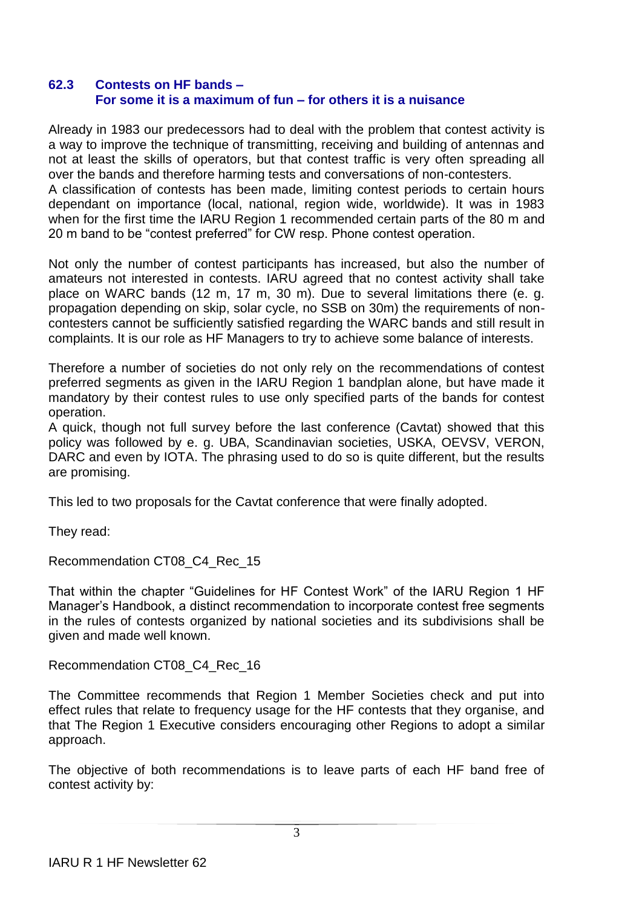### 62.3 Contests on HF bands – For some it is a maximum of fun – for others it is a nuisance

Already in 1983 our predecessors had to deal with the problem that contest activity is a way to improve the technique of transmitting, receiving and building of antennas and not at least the skills of operators, but that contest traffic is very often spreading all over the bands and therefore harming tests and conversations of non-contesters.
A classification of contests has been made, limiting contest periods to certain hours dependant on importance (local, national, region wide, worldwide). It was in 1983 when for the first time the IARU Region 1 recommended certain parts of the 80 m and 20 m band to be "contest preferred" for CW resp. Phone contest operation.

Not only the number of contest participants has increased, but also the number of amateurs not interested in contests. IARU agreed that no contest activity shall take place on WARC bands (12 m, 17 m, 30 m). Due to several limitations there (e. g. propagation depending on skip, solar cycle, no SSB on 30m) the requirements of non-contesters cannot be sufficiently satisfied regarding the WARC bands and still result in complaints. It is our role as HF Managers to try to achieve some balance of interests.

Therefore a number of societies do not only rely on the recommendations of contest preferred segments as given in the IARU Region 1 bandplan alone, but have made it mandatory by their contest rules to use only specified parts of the bands for contest operation.
A quick, though not full survey before the last conference (Cavtat) showed that this policy was followed by e. g. UBA, Scandinavian societies, USKA, OEVSV, VERON, DARC and even by IOTA. The phrasing used to do so is quite different, but the results are promising.

This led to two proposals for the Cavtat conference that were finally adopted.

They read:

Recommendation CT08_C4_Rec_15

That within the chapter "Guidelines for HF Contest Work" of the IARU Region 1 HF Manager's Handbook, a distinct recommendation to incorporate contest free segments in the rules of contests organized by national societies and its subdivisions shall be given and made well known.

Recommendation CT08_C4_Rec_16

The Committee recommends that Region 1 Member Societies check and put into effect rules that relate to frequency usage for the HF contests that they organise, and that The Region 1 Executive considers encouraging other Regions to adopt a similar approach.

The objective of both recommendations is to leave parts of each HF band free of contest activity by: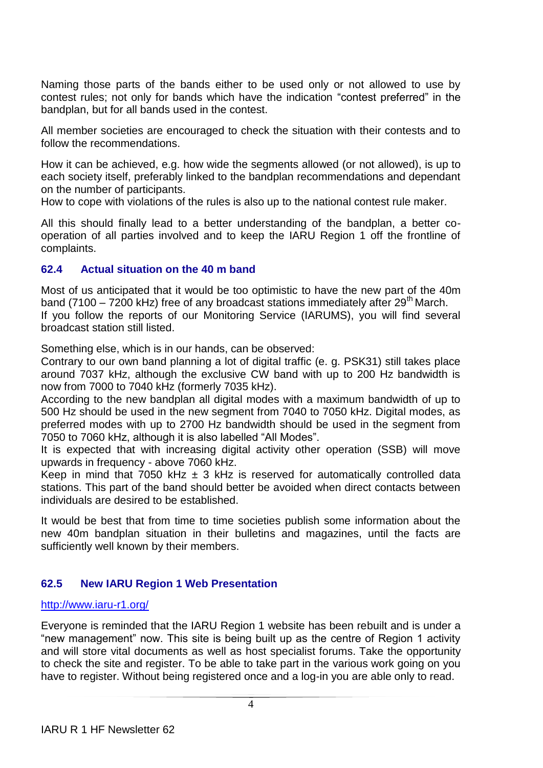Naming those parts of the bands either to be used only or not allowed to use by contest rules; not only for bands which have the indication "contest preferred" in the bandplan, but for all bands used in the contest.

All member societies are encouraged to check the situation with their contests and to follow the recommendations.

How it can be achieved, e.g. how wide the segments allowed (or not allowed), is up to each society itself, preferably linked to the bandplan recommendations and dependant on the number of participants.
How to cope with violations of the rules is also up to the national contest rule maker.

All this should finally lead to a better understanding of the bandplan, a better co-operation of all parties involved and to keep the IARU Region 1 off the frontline of complaints.

### 62.4 Actual situation on the 40 m band

Most of us anticipated that it would be too optimistic to have the new part of the 40m band (7100 – 7200 kHz) free of any broadcast stations immediately after 29th March.
If you follow the reports of our Monitoring Service (IARUMS), you will find several broadcast station still listed.

Something else, which is in our hands, can be observed:
Contrary to our own band planning a lot of digital traffic (e. g. PSK31) still takes place around 7037 kHz, although the exclusive CW band with up to 200 Hz bandwidth is now from 7000 to 7040 kHz (formerly 7035 kHz).
According to the new bandplan all digital modes with a maximum bandwidth of up to 500 Hz should be used in the new segment from 7040 to 7050 kHz. Digital modes, as preferred modes with up to 2700 Hz bandwidth should be used in the segment from 7050 to 7060 kHz, although it is also labelled "All Modes".
It is expected that with increasing digital activity other operation (SSB) will move upwards in frequency - above 7060 kHz.
Keep in mind that 7050 kHz ± 3 kHz is reserved for automatically controlled data stations. This part of the band should better be avoided when direct contacts between individuals are desired to be established.

It would be best that from time to time societies publish some information about the new 40m bandplan situation in their bulletins and magazines, until the facts are sufficiently well known by their members.

### 62.5 New IARU Region 1 Web Presentation

http://www.iaru-r1.org/

Everyone is reminded that the IARU Region 1 website has been rebuilt and is under a "new management" now. This site is being built up as the centre of Region 1 activity and will store vital documents as well as host specialist forums. Take the opportunity to check the site and register. To be able to take part in the various work going on you have to register. Without being registered once and a log-in you are able only to read.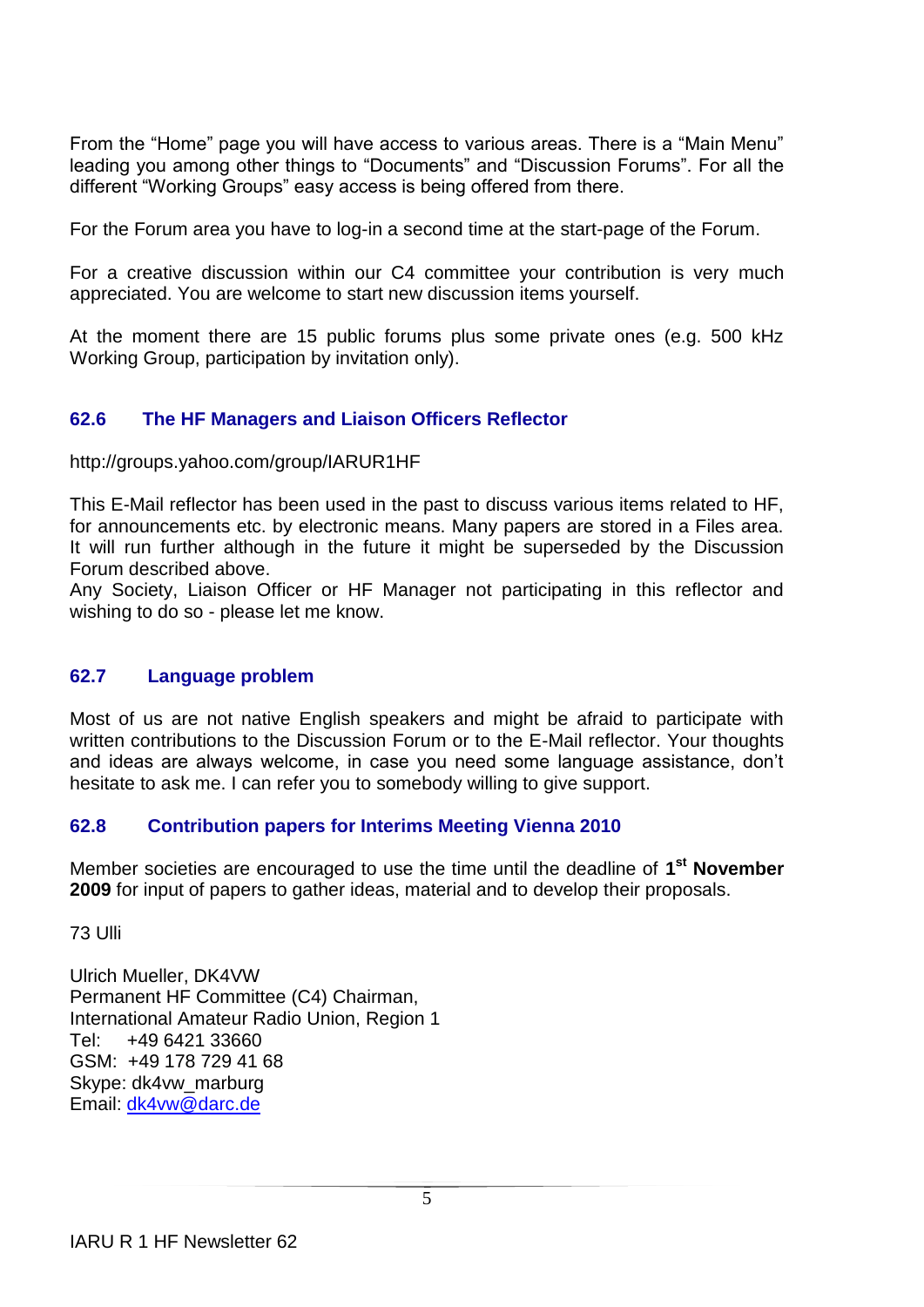From the “Home” page you will have access to various areas. There is a “Main Menu” leading you among other things to “Documents” and “Discussion Forums”. For all the different “Working Groups” easy access is being offered from there.

For the Forum area you have to log-in a second time at the start-page of the Forum.

For a creative discussion within our C4 committee your contribution is very much appreciated. You are welcome to start new discussion items yourself.

At the moment there are 15 public forums plus some private ones (e.g. 500 kHz Working Group, participation by invitation only).

## 62.6 The HF Managers and Liaison Officers Reflector

http://groups.yahoo.com/group/IARUR1HF

This E-Mail reflector has been used in the past to discuss various items related to HF, for announcements etc. by electronic means. Many papers are stored in a Files area. It will run further although in the future it might be superseded by the Discussion Forum described above.
Any Society, Liaison Officer or HF Manager not participating in this reflector and wishing to do so - please let me know.

## 62.7 Language problem

Most of us are not native English speakers and might be afraid to participate with written contributions to the Discussion Forum or to the E-Mail reflector. Your thoughts and ideas are always welcome, in case you need some language assistance, don’t hesitate to ask me. I can refer you to somebody willing to give support.

## 62.8 Contribution papers for Interims Meeting Vienna 2010

Member societies are encouraged to use the time until the deadline of **1st November 2009** for input of papers to gather ideas, material and to develop their proposals.

73 Ulli

Ulrich Mueller, DK4VW
Permanent HF Committee (C4) Chairman,
International Amateur Radio Union, Region 1
Tel: +49 6421 33660
GSM: +49 178 729 41 68
Skype: dk4vw_marburg
Email: dk4vw@darc.de